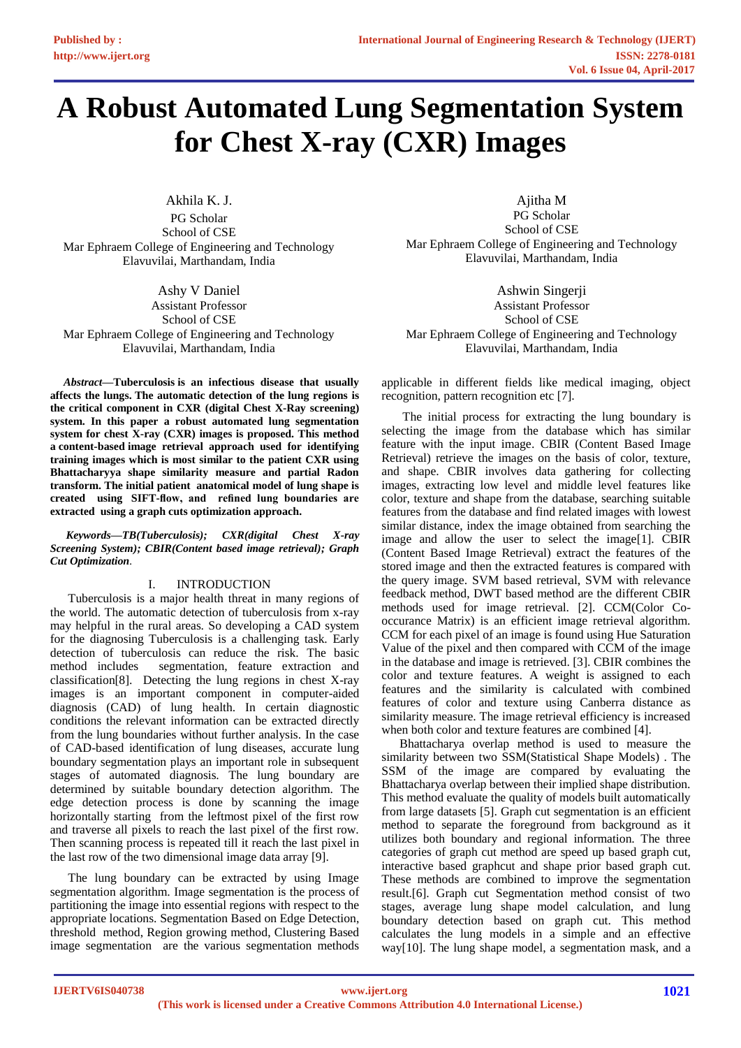# A Robust Automated Lung Segmentation System for Chest X-ray (CXR) Images

Akhila K. J.
PG Scholar
School of CSE
Mar Ephraem College of Engineering and Technology
Elavuvilai, Marthandam, India

Ajitha M
PG Scholar
School of CSE
Mar Ephraem College of Engineering and Technology
Elavuvilai, Marthandam, India

Ashy V Daniel
Assistant Professor
School of CSE
Mar Ephraem College of Engineering and Technology
Elavuvilai, Marthandam, India

Ashwin Singerji
Assistant Professor
School of CSE
Mar Ephraem College of Engineering and Technology
Elavuvilai, Marthandam, India

***Abstract*—Tuberculosis is an infectious disease that usually affects the lungs. The automatic detection of the lung regions is the critical component in CXR (digital Chest X-Ray screening) system. In this paper a robust automated lung segmentation system for chest X-ray (CXR) images is proposed. This method a content-based image retrieval approach used for identifying training images which is most similar to the patient CXR using Bhattacharyya shape similarity measure and partial Radon transform. The initial patient anatomical model of lung shape is created using SIFT-flow, and refined lung boundaries are extracted using a graph cuts optimization approach.**

***Keywords—TB(Tuberculosis); CXR(digital Chest X-ray Screening System); CBIR(Content based image retrieval); Graph Cut Optimization*.**

## I. INTRODUCTION

Tuberculosis is a major health threat in many regions of the world. The automatic detection of tuberculosis from x-ray may helpful in the rural areas. So developing a CAD system for the diagnosing Tuberculosis is a challenging task. Early detection of tuberculosis can reduce the risk. The basic method includes segmentation, feature extraction and classification[8]. Detecting the lung regions in chest X-ray images is an important component in computer-aided diagnosis (CAD) of lung health. In certain diagnostic conditions the relevant information can be extracted directly from the lung boundaries without further analysis. In the case of CAD-based identification of lung diseases, accurate lung boundary segmentation plays an important role in subsequent stages of automated diagnosis. The lung boundary are determined by suitable boundary detection algorithm. The edge detection process is done by scanning the image horizontally starting from the leftmost pixel of the first row and traverse all pixels to reach the last pixel of the first row. Then scanning process is repeated till it reach the last pixel in the last row of the two dimensional image data array [9].

The lung boundary can be extracted by using Image segmentation algorithm. Image segmentation is the process of partitioning the image into essential regions with respect to the appropriate locations. Segmentation Based on Edge Detection, threshold method, Region growing method, Clustering Based image segmentation are the various segmentation methods applicable in different fields like medical imaging, object recognition, pattern recognition etc [7].

The initial process for extracting the lung boundary is selecting the image from the database which has similar feature with the input image. CBIR (Content Based Image Retrieval) retrieve the images on the basis of color, texture, and shape. CBIR involves data gathering for collecting images, extracting low level and middle level features like color, texture and shape from the database, searching suitable features from the database and find related images with lowest similar distance, index the image obtained from searching the image and allow the user to select the image[1]. CBIR (Content Based Image Retrieval) extract the features of the stored image and then the extracted features is compared with the query image. SVM based retrieval, SVM with relevance feedback method, DWT based method are the different CBIR methods used for image retrieval. [2]. CCM(Color Co-occurance Matrix) is an efficient image retrieval algorithm. CCM for each pixel of an image is found using Hue Saturation Value of the pixel and then compared with CCM of the image in the database and image is retrieved. [3]. CBIR combines the color and texture features. A weight is assigned to each features and the similarity is calculated with combined features of color and texture using Canberra distance as similarity measure. The image retrieval efficiency is increased when both color and texture features are combined [4].

Bhattacharya overlap method is used to measure the similarity between two SSM(Statistical Shape Models) . The SSM of the image are compared by evaluating the Bhattacharya overlap between their implied shape distribution. This method evaluate the quality of models built automatically from large datasets [5]. Graph cut segmentation is an efficient method to separate the foreground from background as it utilizes both boundary and regional information. The three categories of graph cut method are speed up based graph cut, interactive based graphcut and shape prior based graph cut. These methods are combined to improve the segmentation result.[6]. Graph cut Segmentation method consist of two stages, average lung shape model calculation, and lung boundary detection based on graph cut. This method calculates the lung models in a simple and an effective way[10]. The lung shape model, a segmentation mask, and a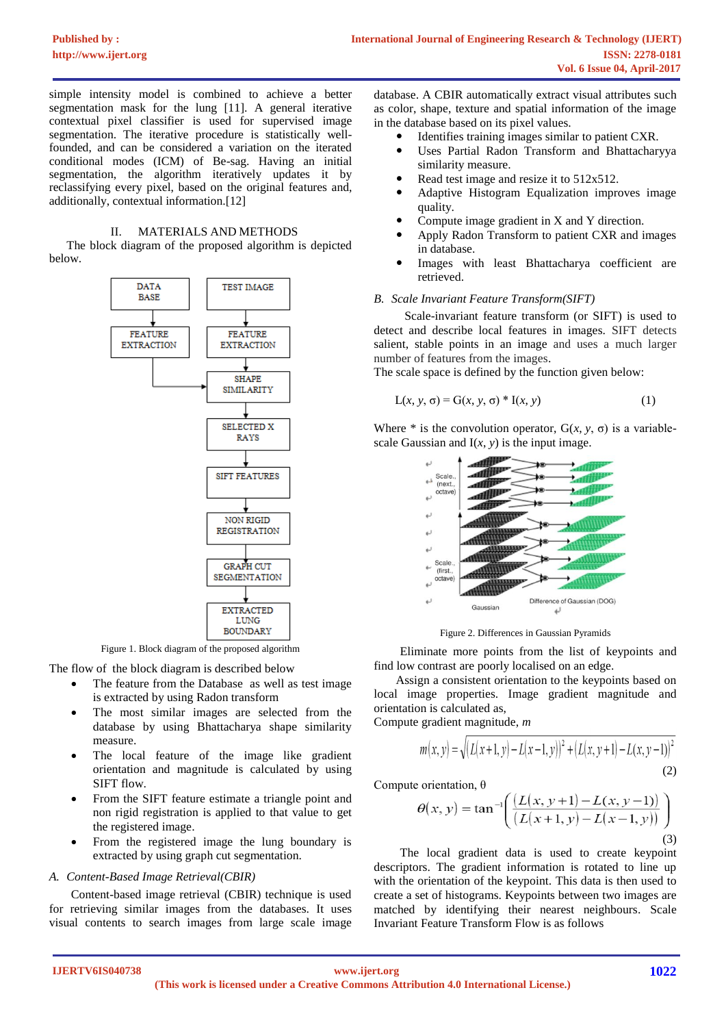simple intensity model is combined to achieve a better segmentation mask for the lung [11]. A general iterative contextual pixel classifier is used for supervised image segmentation. The iterative procedure is statistically well-founded, and can be considered a variation on the iterated conditional modes (ICM) of Be-sag. Having an initial segmentation, the algorithm iteratively updates it by reclassifying every pixel, based on the original features and, additionally, contextual information.[12]

## II. MATERIALS AND METHODS

The block diagram of the proposed algorithm is depicted below.

DATA BASE → FEATURE EXTRACTION; TEST IMAGE → FEATURE EXTRACTION → SHAPE SIMILARITY → SELECTED X RAYS → SIFT FEATURES → NON RIGID REGISTRATION → GRAPH CUT SEGMENTATION → EXTRACTED LUNG BOUNDARY

Figure 1. Block diagram of the proposed algorithm

The flow of the block diagram is described below

- The feature from the Database as well as test image is extracted by using Radon transform
- The most similar images are selected from the database by using Bhattacharya shape similarity measure.
- The local feature of the image like gradient orientation and magnitude is calculated by using SIFT flow.
- From the SIFT feature estimate a triangle point and non rigid registration is applied to that value to get the registered image.
- From the registered image the lung boundary is extracted by using graph cut segmentation.

### A. Content-Based Image Retrieval(CBIR)

Content-based image retrieval (CBIR) technique is used for retrieving similar images from the databases. It uses visual contents to search images from large scale image database. A CBIR automatically extract visual attributes such as color, shape, texture and spatial information of the image in the database based on its pixel values.

- Identifies training images similar to patient CXR.
- Uses Partial Radon Transform and Bhattacharyya similarity measure.
- Read test image and resize it to 512x512.
- Adaptive Histogram Equalization improves image quality.
- Compute image gradient in X and Y direction.
- Apply Radon Transform to patient CXR and images in database.
- Images with least Bhattacharya coefficient are retrieved.

### B. Scale Invariant Feature Transform(SIFT)

Scale-invariant feature transform (or SIFT) is used to detect and describe local features in images. SIFT detects salient, stable points in an image and uses a much larger number of features from the images.

The scale space is defined by the function given below:

$$L(x, y, \sigma) = G(x, y, \sigma) * I(x, y) \tag{1}$$

Where * is the convolution operator, $G(x, y, \sigma)$ is a variable-scale Gaussian and $I(x, y)$ is the input image.

Scale (next octave); Scale (first octave); Gaussian; Difference of Gaussian (DOG)

Figure 2. Differences in Gaussian Pyramids

Eliminate more points from the list of keypoints and find low contrast are poorly localised on an edge.

Assign a consistent orientation to the keypoints based on local image properties. Image gradient magnitude and orientation is calculated as,

Compute gradient magnitude, *m*

$$m(x,y) = \sqrt{\left(L(x+1,y) - L(x-1,y)\right)^2 + \left(L(x,y+1) - L(x,y-1)\right)^2} \tag{2}$$

Compute orientation, θ

$$\theta(x,y) = \tan^{-1}\left(\frac{\left(L(x,y+1) - L(x,y-1)\right)}{\left(L(x+1,y) - L(x-1,y)\right)}\right) \tag{3}$$

The local gradient data is used to create keypoint descriptors. The gradient information is rotated to line up with the orientation of the keypoint. This data is then used to create a set of histograms. Keypoints between two images are matched by identifying their nearest neighbours. Scale Invariant Feature Transform Flow is as follows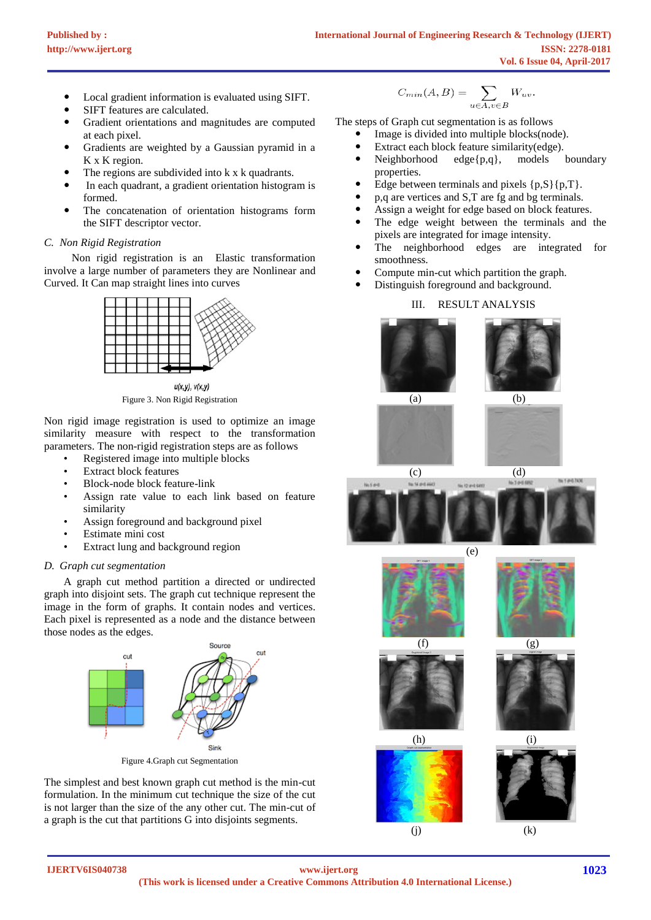- Local gradient information is evaluated using SIFT.
- SIFT features are calculated.
- Gradient orientations and magnitudes are computed at each pixel.
- Gradients are weighted by a Gaussian pyramid in a K x K region.
- The regions are subdivided into k x k quadrants.
- In each quadrant, a gradient orientation histogram is formed.
- The concatenation of orientation histograms form the SIFT descriptor vector.

### *C. Non Rigid Registration*

Non rigid registration is an Elastic transformation involve a large number of parameters they are Nonlinear and Curved. It Can map straight lines into curves

u(x,y), v(x,y)

Figure 3. Non Rigid Registration

Non rigid image registration is used to optimize an image similarity measure with respect to the transformation parameters. The non-rigid registration steps are as follows

- Registered image into multiple blocks
- Extract block features
- Block-node block feature-link
- Assign rate value to each link based on feature similarity
- Assign foreground and background pixel
- Estimate mini cost
- Extract lung and background region

### *D. Graph cut segmentation*

A graph cut method partition a directed or undirected graph into disjoint sets. The graph cut technique represent the image in the form of graphs. It contain nodes and vertices. Each pixel is represented as a node and the distance between those nodes as the edges.

Figure 4.Graph cut Segmentation

The simplest and best known graph cut method is the min-cut formulation. In the minimum cut technique the size of the cut is not larger than the size of the any other cut. The min-cut of a graph is the cut that partitions G into disjoints segments.

$$C_{min}(A,B) = \sum_{u \in A, v \in B} W_{uv}.$$

The steps of Graph cut segmentation is as follows

- Image is divided into multiple blocks(node).
- Extract each block feature similarity(edge).
- Neighborhood edge{p,q}, models boundary properties.
- Edge between terminals and pixels {p,S}{p,T}.
- p,q are vertices and S,T are fg and bg terminals.
- Assign a weight for edge based on block features.
- The edge weight between the terminals and the pixels are integrated for image intensity.
- The neighborhood edges are integrated for smoothness.
- Compute min-cut which partition the graph.
- Distinguish foreground and background.

## III. RESULT ANALYSIS

(a) (b) (c) (d) (e) (f) (g) (h) (i) (j) (k)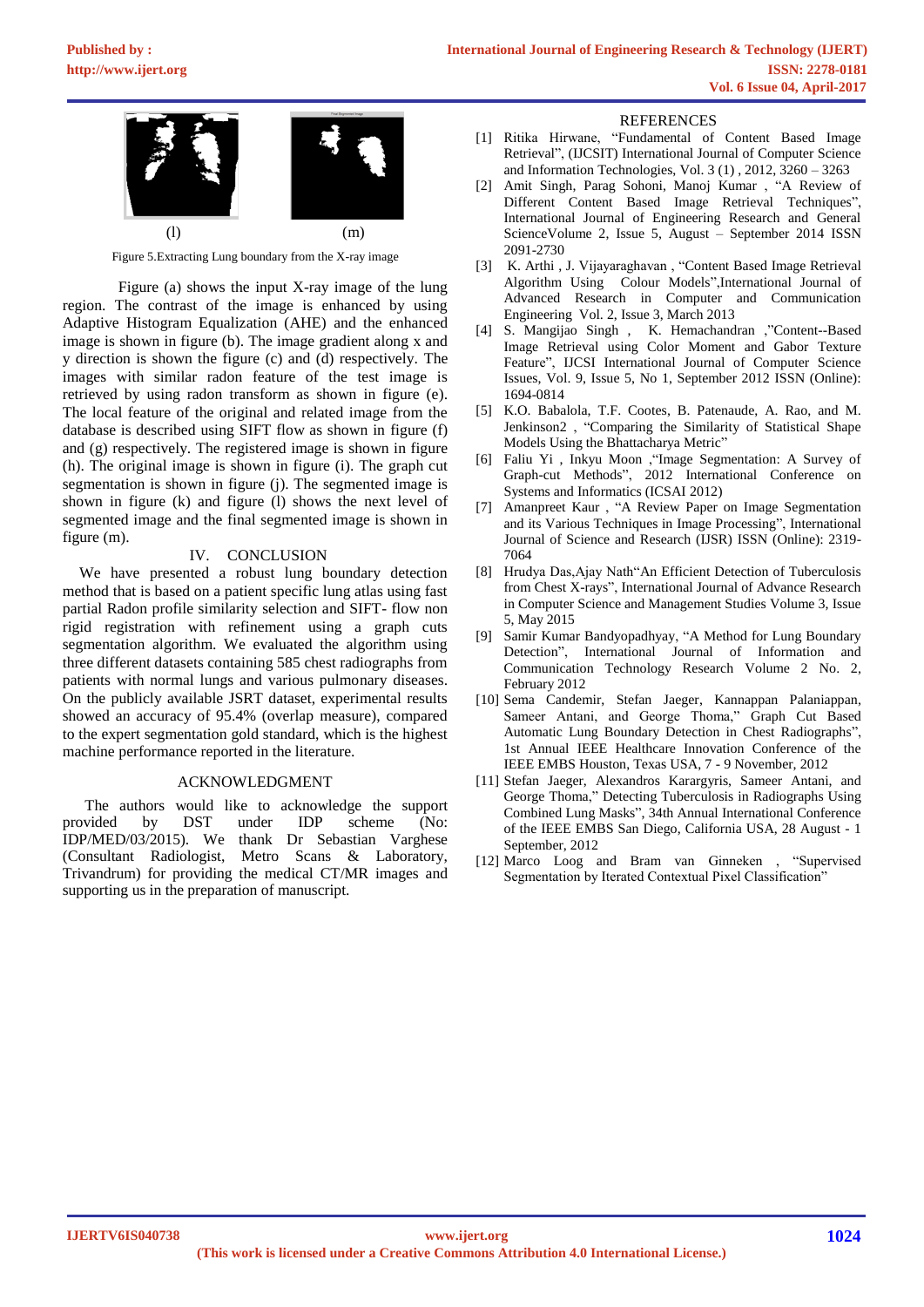(l) (m)

Figure 5.Extracting Lung boundary from the X-ray image

Figure (a) shows the input X-ray image of the lung region. The contrast of the image is enhanced by using Adaptive Histogram Equalization (AHE) and the enhanced image is shown in figure (b). The image gradient along x and y direction is shown the figure (c) and (d) respectively. The images with similar radon feature of the test image is retrieved by using radon transform as shown in figure (e). The local feature of the original and related image from the database is described using SIFT flow as shown in figure (f) and (g) respectively. The registered image is shown in figure (h). The original image is shown in figure (i). The graph cut segmentation is shown in figure (j). The segmented image is shown in figure (k) and figure (l) shows the next level of segmented image and the final segmented image is shown in figure (m).

## IV. CONCLUSION

We have presented a robust lung boundary detection method that is based on a patient specific lung atlas using fast partial Radon profile similarity selection and SIFT- flow non rigid registration with refinement using a graph cuts segmentation algorithm. We evaluated the algorithm using three different datasets containing 585 chest radiographs from patients with normal lungs and various pulmonary diseases. On the publicly available JSRT dataset, experimental results showed an accuracy of 95.4% (overlap measure), compared to the expert segmentation gold standard, which is the highest machine performance reported in the literature.

## ACKNOWLEDGMENT

The authors would like to acknowledge the support provided by DST under IDP scheme (No: IDP/MED/03/2015). We thank Dr Sebastian Varghese (Consultant Radiologist, Metro Scans & Laboratory, Trivandrum) for providing the medical CT/MR images and supporting us in the preparation of manuscript.

## REFERENCES

[1] Ritika Hirwane, "Fundamental of Content Based Image Retrieval", (IJCSIT) International Journal of Computer Science and Information Technologies, Vol. 3 (1) , 2012, 3260 – 3263

[2] Amit Singh, Parag Sohoni, Manoj Kumar , "A Review of Different Content Based Image Retrieval Techniques", International Journal of Engineering Research and General ScienceVolume 2, Issue 5, August – September 2014 ISSN 2091-2730

[3] K. Arthi , J. Vijayaraghavan , "Content Based Image Retrieval Algorithm Using Colour Models",International Journal of Advanced Research in Computer and Communication Engineering Vol. 2, Issue 3, March 2013

[4] S. Mangijao Singh , K. Hemachandran ,"Content--Based Image Retrieval using Color Moment and Gabor Texture Feature", IJCSI International Journal of Computer Science Issues, Vol. 9, Issue 5, No 1, September 2012 ISSN (Online): 1694-0814

[5] K.O. Babalola, T.F. Cootes, B. Patenaude, A. Rao, and M. Jenkinson2 , "Comparing the Similarity of Statistical Shape Models Using the Bhattacharya Metric"

[6] Faliu Yi , Inkyu Moon ,"Image Segmentation: A Survey of Graph-cut Methods", 2012 International Conference on Systems and Informatics (ICSAI 2012)

[7] Amanpreet Kaur , "A Review Paper on Image Segmentation and its Various Techniques in Image Processing", International Journal of Science and Research (IJSR) ISSN (Online): 2319-7064

[8] Hrudya Das,Ajay Nath"An Efficient Detection of Tuberculosis from Chest X-rays", International Journal of Advance Research in Computer Science and Management Studies Volume 3, Issue 5, May 2015

[9] Samir Kumar Bandyopadhyay, "A Method for Lung Boundary Detection", International Journal of Information and Communication Technology Research Volume 2 No. 2, February 2012

[10] Sema Candemir, Stefan Jaeger, Kannappan Palaniappan, Sameer Antani, and George Thoma," Graph Cut Based Automatic Lung Boundary Detection in Chest Radiographs", 1st Annual IEEE Healthcare Innovation Conference of the IEEE EMBS Houston, Texas USA, 7 - 9 November, 2012

[11] Stefan Jaeger, Alexandros Karargyris, Sameer Antani, and George Thoma," Detecting Tuberculosis in Radiographs Using Combined Lung Masks", 34th Annual International Conference of the IEEE EMBS San Diego, California USA, 28 August - 1 September, 2012

[12] Marco Loog and Bram van Ginneken , "Supervised Segmentation by Iterated Contextual Pixel Classification"